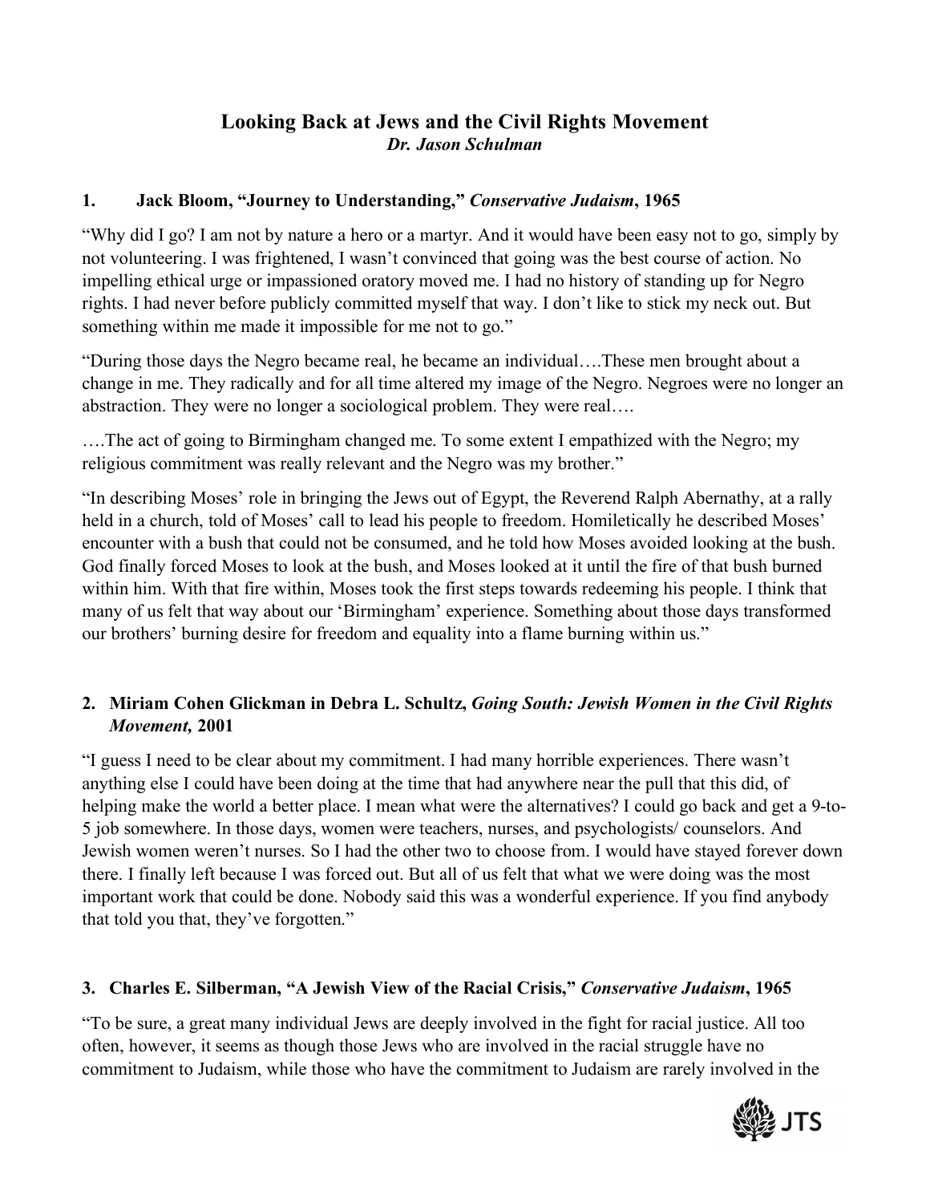# Looking Back at Jews and the Civil Rights Movement

*Dr. Jason Schulman*

## 1. Jack Bloom, "Journey to Understanding," *Conservative Judaism*, 1965

"Why did I go? I am not by nature a hero or a martyr. And it would have been easy not to go, simply by not volunteering. I was frightened, I wasn't convinced that going was the best course of action. No impelling ethical urge or impassioned oratory moved me. I had no history of standing up for Negro rights. I had never before publicly committed myself that way. I don't like to stick my neck out. But something within me made it impossible for me not to go."

"During those days the Negro became real, he became an individual….These men brought about a change in me. They radically and for all time altered my image of the Negro. Negroes were no longer an abstraction. They were no longer a sociological problem. They were real….

….The act of going to Birmingham changed me. To some extent I empathized with the Negro; my religious commitment was really relevant and the Negro was my brother."

"In describing Moses' role in bringing the Jews out of Egypt, the Reverend Ralph Abernathy, at a rally held in a church, told of Moses' call to lead his people to freedom. Homiletically he described Moses' encounter with a bush that could not be consumed, and he told how Moses avoided looking at the bush. God finally forced Moses to look at the bush, and Moses looked at it until the fire of that bush burned within him. With that fire within, Moses took the first steps towards redeeming his people. I think that many of us felt that way about our 'Birmingham' experience. Something about those days transformed our brothers' burning desire for freedom and equality into a flame burning within us."

## 2. Miriam Cohen Glickman in Debra L. Schultz, *Going South: Jewish Women in the Civil Rights Movement,* 2001

"I guess I need to be clear about my commitment. I had many horrible experiences. There wasn't anything else I could have been doing at the time that had anywhere near the pull that this did, of helping make the world a better place. I mean what were the alternatives? I could go back and get a 9-to-5 job somewhere. In those days, women were teachers, nurses, and psychologists/ counselors. And Jewish women weren't nurses. So I had the other two to choose from. I would have stayed forever down there. I finally left because I was forced out. But all of us felt that what we were doing was the most important work that could be done. Nobody said this was a wonderful experience. If you find anybody that told you that, they've forgotten."

## 3. Charles E. Silberman, "A Jewish View of the Racial Crisis," *Conservative Judaism*, 1965

"To be sure, a great many individual Jews are deeply involved in the fight for racial justice. All too often, however, it seems as though those Jews who are involved in the racial struggle have no commitment to Judaism, while those who have the commitment to Judaism are rarely involved in the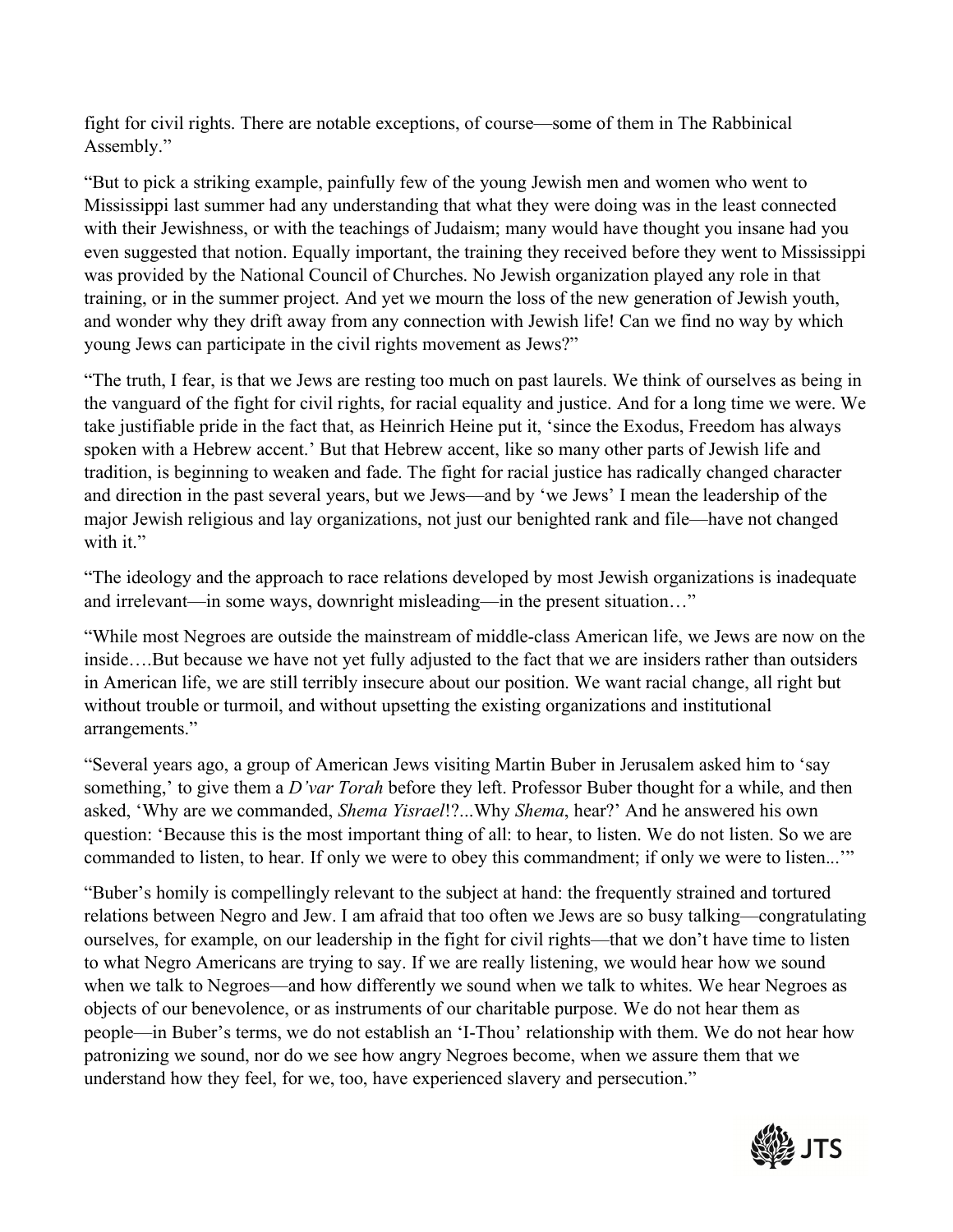fight for civil rights. There are notable exceptions, of course—some of them in The Rabbinical Assembly."

"But to pick a striking example, painfully few of the young Jewish men and women who went to Mississippi last summer had any understanding that what they were doing was in the least connected with their Jewishness, or with the teachings of Judaism; many would have thought you insane had you even suggested that notion. Equally important, the training they received before they went to Mississippi was provided by the National Council of Churches. No Jewish organization played any role in that training, or in the summer project. And yet we mourn the loss of the new generation of Jewish youth, and wonder why they drift away from any connection with Jewish life! Can we find no way by which young Jews can participate in the civil rights movement as Jews?"

"The truth, I fear, is that we Jews are resting too much on past laurels. We think of ourselves as being in the vanguard of the fight for civil rights, for racial equality and justice. And for a long time we were. We take justifiable pride in the fact that, as Heinrich Heine put it, 'since the Exodus, Freedom has always spoken with a Hebrew accent.' But that Hebrew accent, like so many other parts of Jewish life and tradition, is beginning to weaken and fade. The fight for racial justice has radically changed character and direction in the past several years, but we Jews—and by 'we Jews' I mean the leadership of the major Jewish religious and lay organizations, not just our benighted rank and file—have not changed with it."

"The ideology and the approach to race relations developed by most Jewish organizations is inadequate and irrelevant—in some ways, downright misleading—in the present situation…"

"While most Negroes are outside the mainstream of middle-class American life, we Jews are now on the inside….But because we have not yet fully adjusted to the fact that we are insiders rather than outsiders in American life, we are still terribly insecure about our position. We want racial change, all right but without trouble or turmoil, and without upsetting the existing organizations and institutional arrangements."

"Several years ago, a group of American Jews visiting Martin Buber in Jerusalem asked him to 'say something,' to give them a *D'var Torah* before they left. Professor Buber thought for a while, and then asked, 'Why are we commanded, *Shema Yisrael*!?...Why *Shema*, hear?' And he answered his own question: 'Because this is the most important thing of all: to hear, to listen. We do not listen. So we are commanded to listen, to hear. If only we were to obey this commandment; if only we were to listen...'"

"Buber's homily is compellingly relevant to the subject at hand: the frequently strained and tortured relations between Negro and Jew. I am afraid that too often we Jews are so busy talking—congratulating ourselves, for example, on our leadership in the fight for civil rights—that we don't have time to listen to what Negro Americans are trying to say. If we are really listening, we would hear how we sound when we talk to Negroes—and how differently we sound when we talk to whites. We hear Negroes as objects of our benevolence, or as instruments of our charitable purpose. We do not hear them as people—in Buber's terms, we do not establish an 'I-Thou' relationship with them. We do not hear how patronizing we sound, nor do we see how angry Negroes become, when we assure them that we understand how they feel, for we, too, have experienced slavery and persecution."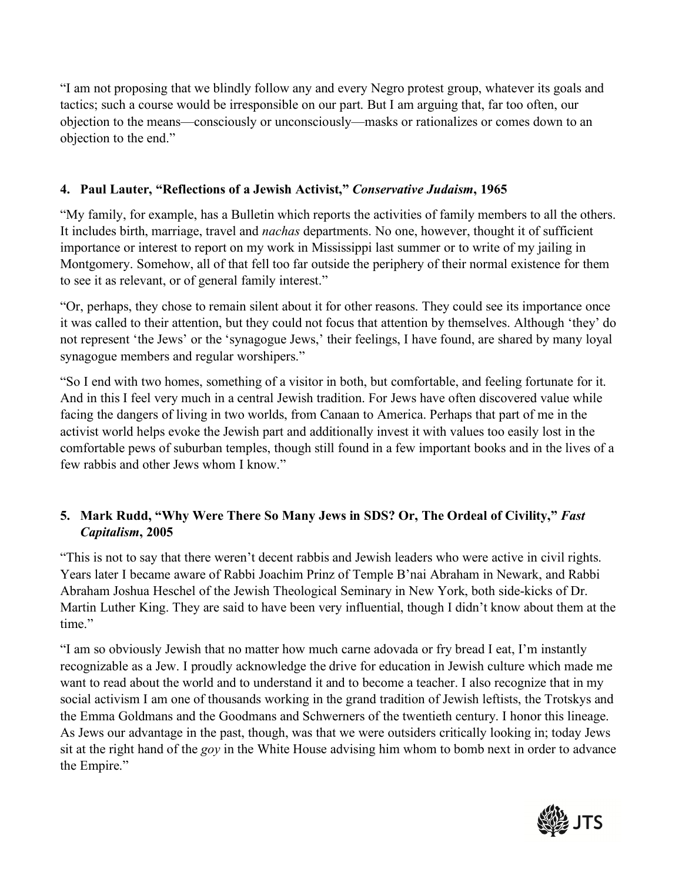"I am not proposing that we blindly follow any and every Negro protest group, whatever its goals and tactics; such a course would be irresponsible on our part. But I am arguing that, far too often, our objection to the means—consciously or unconsciously—masks or rationalizes or comes down to an objection to the end."

4. **Paul Lauter, "Reflections of a Jewish Activist,"** ***Conservative Judaism*****, 1965**

"My family, for example, has a Bulletin which reports the activities of family members to all the others. It includes birth, marriage, travel and *nachas* departments. No one, however, thought it of sufficient importance or interest to report on my work in Mississippi last summer or to write of my jailing in Montgomery. Somehow, all of that fell too far outside the periphery of their normal existence for them to see it as relevant, or of general family interest."

"Or, perhaps, they chose to remain silent about it for other reasons. They could see its importance once it was called to their attention, but they could not focus that attention by themselves. Although 'they' do not represent 'the Jews' or the 'synagogue Jews,' their feelings, I have found, are shared by many loyal synagogue members and regular worshipers."

"So I end with two homes, something of a visitor in both, but comfortable, and feeling fortunate for it. And in this I feel very much in a central Jewish tradition. For Jews have often discovered value while facing the dangers of living in two worlds, from Canaan to America. Perhaps that part of me in the activist world helps evoke the Jewish part and additionally invest it with values too easily lost in the comfortable pews of suburban temples, though still found in a few important books and in the lives of a few rabbis and other Jews whom I know."

5. **Mark Rudd, "Why Were There So Many Jews in SDS? Or, The Ordeal of Civility,"** ***Fast Capitalism*****, 2005**

"This is not to say that there weren't decent rabbis and Jewish leaders who were active in civil rights. Years later I became aware of Rabbi Joachim Prinz of Temple B'nai Abraham in Newark, and Rabbi Abraham Joshua Heschel of the Jewish Theological Seminary in New York, both side-kicks of Dr. Martin Luther King. They are said to have been very influential, though I didn't know about them at the time."

"I am so obviously Jewish that no matter how much carne adovada or fry bread I eat, I'm instantly recognizable as a Jew. I proudly acknowledge the drive for education in Jewish culture which made me want to read about the world and to understand it and to become a teacher. I also recognize that in my social activism I am one of thousands working in the grand tradition of Jewish leftists, the Trotskys and the Emma Goldmans and the Goodmans and Schwerners of the twentieth century. I honor this lineage. As Jews our advantage in the past, though, was that we were outsiders critically looking in; today Jews sit at the right hand of the *goy* in the White House advising him whom to bomb next in order to advance the Empire."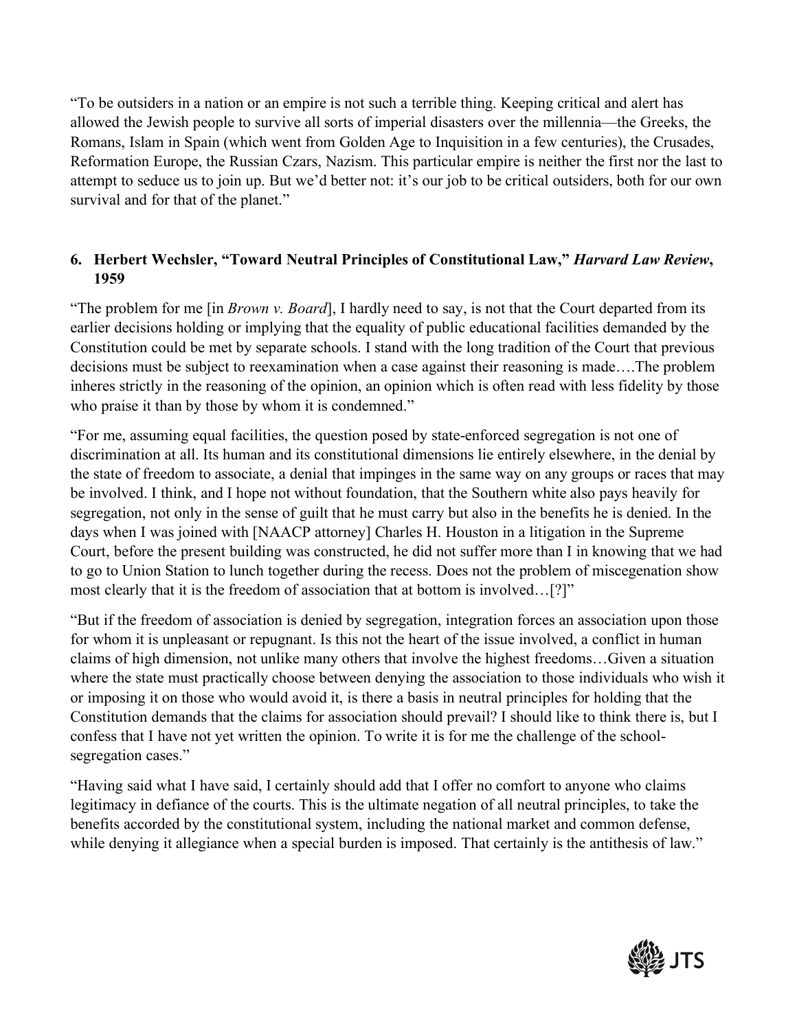"To be outsiders in a nation or an empire is not such a terrible thing. Keeping critical and alert has allowed the Jewish people to survive all sorts of imperial disasters over the millennia—the Greeks, the Romans, Islam in Spain (which went from Golden Age to Inquisition in a few centuries), the Crusades, Reformation Europe, the Russian Czars, Nazism. This particular empire is neither the first nor the last to attempt to seduce us to join up. But we'd better not: it's our job to be critical outsiders, both for our own survival and for that of the planet."

### 6. Herbert Wechsler, "Toward Neutral Principles of Constitutional Law," *Harvard Law Review*, 1959

"The problem for me [in *Brown v. Board*], I hardly need to say, is not that the Court departed from its earlier decisions holding or implying that the equality of public educational facilities demanded by the Constitution could be met by separate schools. I stand with the long tradition of the Court that previous decisions must be subject to reexamination when a case against their reasoning is made….The problem inheres strictly in the reasoning of the opinion, an opinion which is often read with less fidelity by those who praise it than by those by whom it is condemned."

"For me, assuming equal facilities, the question posed by state-enforced segregation is not one of discrimination at all. Its human and its constitutional dimensions lie entirely elsewhere, in the denial by the state of freedom to associate, a denial that impinges in the same way on any groups or races that may be involved. I think, and I hope not without foundation, that the Southern white also pays heavily for segregation, not only in the sense of guilt that he must carry but also in the benefits he is denied. In the days when I was joined with [NAACP attorney] Charles H. Houston in a litigation in the Supreme Court, before the present building was constructed, he did not suffer more than I in knowing that we had to go to Union Station to lunch together during the recess. Does not the problem of miscegenation show most clearly that it is the freedom of association that at bottom is involved…[?]"

"But if the freedom of association is denied by segregation, integration forces an association upon those for whom it is unpleasant or repugnant. Is this not the heart of the issue involved, a conflict in human claims of high dimension, not unlike many others that involve the highest freedoms…Given a situation where the state must practically choose between denying the association to those individuals who wish it or imposing it on those who would avoid it, is there a basis in neutral principles for holding that the Constitution demands that the claims for association should prevail? I should like to think there is, but I confess that I have not yet written the opinion. To write it is for me the challenge of the school-segregation cases."

"Having said what I have said, I certainly should add that I offer no comfort to anyone who claims legitimacy in defiance of the courts. This is the ultimate negation of all neutral principles, to take the benefits accorded by the constitutional system, including the national market and common defense, while denying it allegiance when a special burden is imposed. That certainly is the antithesis of law."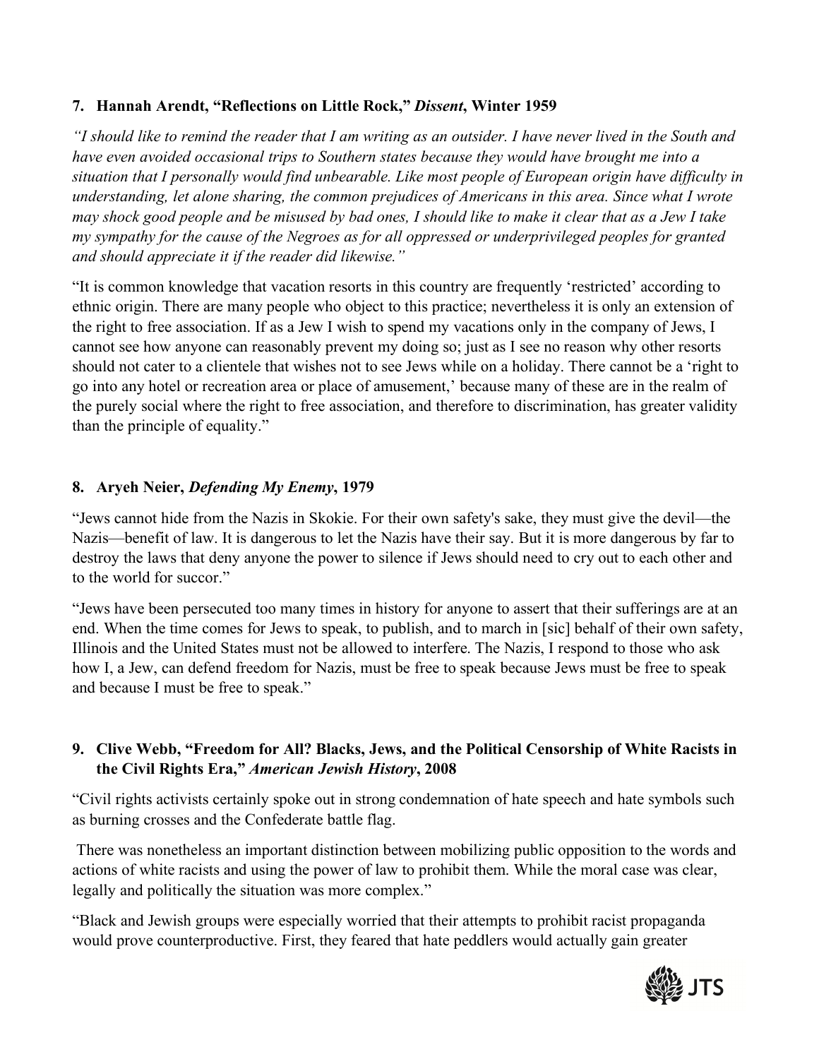### 7. Hannah Arendt, "Reflections on Little Rock," *Dissent*, Winter 1959

*"I should like to remind the reader that I am writing as an outsider. I have never lived in the South and have even avoided occasional trips to Southern states because they would have brought me into a situation that I personally would find unbearable. Like most people of European origin have difficulty in understanding, let alone sharing, the common prejudices of Americans in this area. Since what I wrote may shock good people and be misused by bad ones, I should like to make it clear that as a Jew I take my sympathy for the cause of the Negroes as for all oppressed or underprivileged peoples for granted and should appreciate it if the reader did likewise."*

"It is common knowledge that vacation resorts in this country are frequently 'restricted' according to ethnic origin. There are many people who object to this practice; nevertheless it is only an extension of the right to free association. If as a Jew I wish to spend my vacations only in the company of Jews, I cannot see how anyone can reasonably prevent my doing so; just as I see no reason why other resorts should not cater to a clientele that wishes not to see Jews while on a holiday. There cannot be a 'right to go into any hotel or recreation area or place of amusement,' because many of these are in the realm of the purely social where the right to free association, and therefore to discrimination, has greater validity than the principle of equality."

### 8. Aryeh Neier, *Defending My Enemy*, 1979

"Jews cannot hide from the Nazis in Skokie. For their own safety's sake, they must give the devil—the Nazis—benefit of law. It is dangerous to let the Nazis have their say. But it is more dangerous by far to destroy the laws that deny anyone the power to silence if Jews should need to cry out to each other and to the world for succor."

"Jews have been persecuted too many times in history for anyone to assert that their sufferings are at an end. When the time comes for Jews to speak, to publish, and to march in [sic] behalf of their own safety, Illinois and the United States must not be allowed to interfere. The Nazis, I respond to those who ask how I, a Jew, can defend freedom for Nazis, must be free to speak because Jews must be free to speak and because I must be free to speak."

### 9. Clive Webb, "Freedom for All? Blacks, Jews, and the Political Censorship of White Racists in the Civil Rights Era," *American Jewish History*, 2008

"Civil rights activists certainly spoke out in strong condemnation of hate speech and hate symbols such as burning crosses and the Confederate battle flag.

There was nonetheless an important distinction between mobilizing public opposition to the words and actions of white racists and using the power of law to prohibit them. While the moral case was clear, legally and politically the situation was more complex."

"Black and Jewish groups were especially worried that their attempts to prohibit racist propaganda would prove counterproductive. First, they feared that hate peddlers would actually gain greater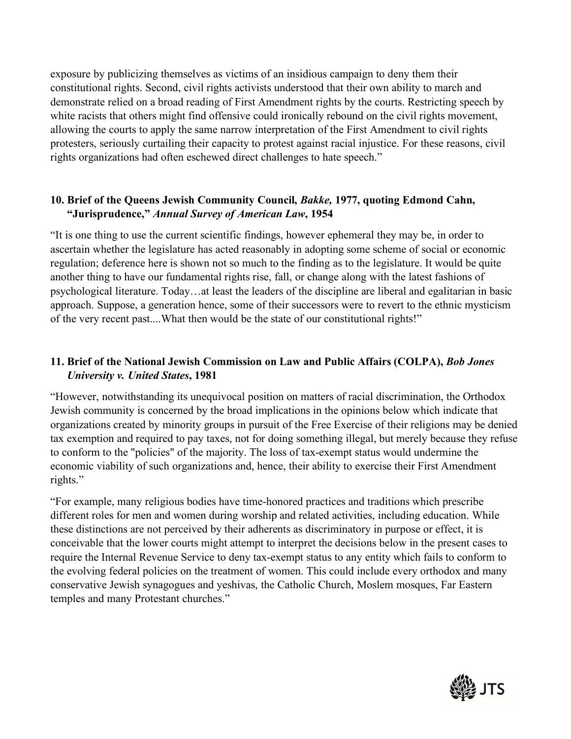exposure by publicizing themselves as victims of an insidious campaign to deny them their constitutional rights. Second, civil rights activists understood that their own ability to march and demonstrate relied on a broad reading of First Amendment rights by the courts. Restricting speech by white racists that others might find offensive could ironically rebound on the civil rights movement, allowing the courts to apply the same narrow interpretation of the First Amendment to civil rights protesters, seriously curtailing their capacity to protest against racial injustice. For these reasons, civil rights organizations had often eschewed direct challenges to hate speech."

### 10. Brief of the Queens Jewish Community Council, *Bakke,* 1977, quoting Edmond Cahn, "Jurisprudence," *Annual Survey of American Law*, 1954

"It is one thing to use the current scientific findings, however ephemeral they may be, in order to ascertain whether the legislature has acted reasonably in adopting some scheme of social or economic regulation; deference here is shown not so much to the finding as to the legislature. It would be quite another thing to have our fundamental rights rise, fall, or change along with the latest fashions of psychological literature. Today…at least the leaders of the discipline are liberal and egalitarian in basic approach. Suppose, a generation hence, some of their successors were to revert to the ethnic mysticism of the very recent past....What then would be the state of our constitutional rights!"

### 11. Brief of the National Jewish Commission on Law and Public Affairs (COLPA), *Bob Jones University v. United States*, 1981

"However, notwithstanding its unequivocal position on matters of racial discrimination, the Orthodox Jewish community is concerned by the broad implications in the opinions below which indicate that organizations created by minority groups in pursuit of the Free Exercise of their religions may be denied tax exemption and required to pay taxes, not for doing something illegal, but merely because they refuse to conform to the "policies" of the majority. The loss of tax-exempt status would undermine the economic viability of such organizations and, hence, their ability to exercise their First Amendment rights."

"For example, many religious bodies have time-honored practices and traditions which prescribe different roles for men and women during worship and related activities, including education. While these distinctions are not perceived by their adherents as discriminatory in purpose or effect, it is conceivable that the lower courts might attempt to interpret the decisions below in the present cases to require the Internal Revenue Service to deny tax-exempt status to any entity which fails to conform to the evolving federal policies on the treatment of women. This could include every orthodox and many conservative Jewish synagogues and yeshivas, the Catholic Church, Moslem mosques, Far Eastern temples and many Protestant churches."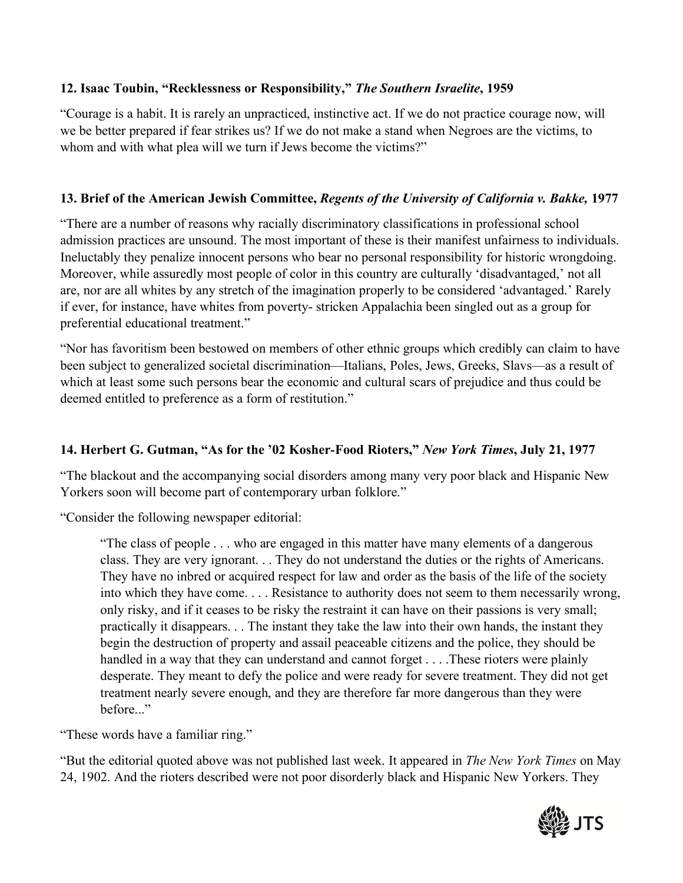**12. Isaac Toubin, "Recklessness or Responsibility," *The Southern Israelite*, 1959**

"Courage is a habit. It is rarely an unpracticed, instinctive act. If we do not practice courage now, will we be better prepared if fear strikes us? If we do not make a stand when Negroes are the victims, to whom and with what plea will we turn if Jews become the victims?"

**13. Brief of the American Jewish Committee, *Regents of the University of California v. Bakke,* 1977**

"There are a number of reasons why racially discriminatory classifications in professional school admission practices are unsound. The most important of these is their manifest unfairness to individuals. Ineluctably they penalize innocent persons who bear no personal responsibility for historic wrongdoing. Moreover, while assuredly most people of color in this country are culturally 'disadvantaged,' not all are, nor are all whites by any stretch of the imagination properly to be considered 'advantaged.' Rarely if ever, for instance, have whites from poverty- stricken Appalachia been singled out as a group for preferential educational treatment."

"Nor has favoritism been bestowed on members of other ethnic groups which credibly can claim to have been subject to generalized societal discrimination—Italians, Poles, Jews, Greeks, Slavs—as a result of which at least some such persons bear the economic and cultural scars of prejudice and thus could be deemed entitled to preference as a form of restitution."

**14. Herbert G. Gutman, "As for the '02 Kosher-Food Rioters," *New York Times*, July 21, 1977**

"The blackout and the accompanying social disorders among many very poor black and Hispanic New Yorkers soon will become part of contemporary urban folklore."

"Consider the following newspaper editorial:

> "The class of people . . . who are engaged in this matter have many elements of a dangerous class. They are very ignorant. . . They do not understand the duties or the rights of Americans. They have no inbred or acquired respect for law and order as the basis of the life of the society into which they have come. . . . Resistance to authority does not seem to them necessarily wrong, only risky, and if it ceases to be risky the restraint it can have on their passions is very small; practically it disappears. . . The instant they take the law into their own hands, the instant they begin the destruction of property and assail peaceable citizens and the police, they should be handled in a way that they can understand and cannot forget . . . .These rioters were plainly desperate. They meant to defy the police and were ready for severe treatment. They did not get treatment nearly severe enough, and they are therefore far more dangerous than they were before..."

"These words have a familiar ring."

"But the editorial quoted above was not published last week. It appeared in *The New York Times* on May 24, 1902. And the rioters described were not poor disorderly black and Hispanic New Yorkers. They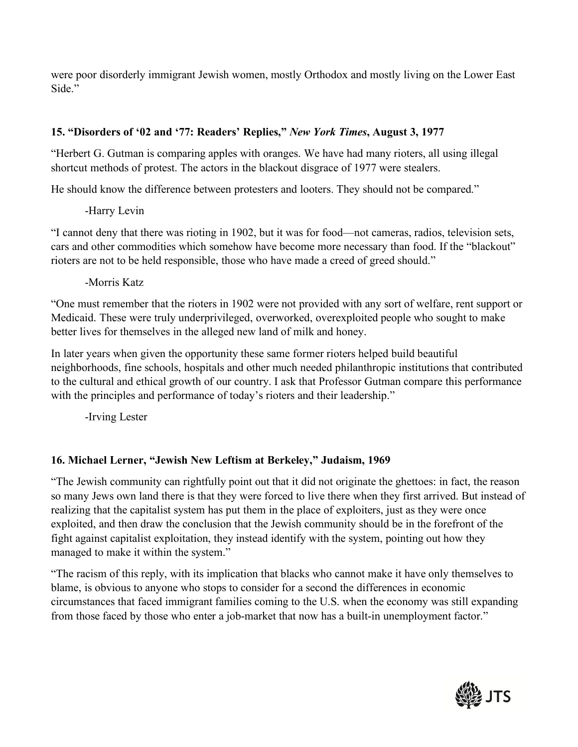were poor disorderly immigrant Jewish women, mostly Orthodox and mostly living on the Lower East Side."

### 15. "Disorders of '02 and '77: Readers' Replies," *New York Times*, August 3, 1977

"Herbert G. Gutman is comparing apples with oranges. We have had many rioters, all using illegal shortcut methods of protest. The actors in the blackout disgrace of 1977 were stealers.

He should know the difference between protesters and looters. They should not be compared."

-Harry Levin

"I cannot deny that there was rioting in 1902, but it was for food—not cameras, radios, television sets, cars and other commodities which somehow have become more necessary than food. If the "blackout" rioters are not to be held responsible, those who have made a creed of greed should."

-Morris Katz

"One must remember that the rioters in 1902 were not provided with any sort of welfare, rent support or Medicaid. These were truly underprivileged, overworked, overexploited people who sought to make better lives for themselves in the alleged new land of milk and honey.

In later years when given the opportunity these same former rioters helped build beautiful neighborhoods, fine schools, hospitals and other much needed philanthropic institutions that contributed to the cultural and ethical growth of our country. I ask that Professor Gutman compare this performance with the principles and performance of today's rioters and their leadership."

-Irving Lester

### 16. Michael Lerner, "Jewish New Leftism at Berkeley," Judaism, 1969

"The Jewish community can rightfully point out that it did not originate the ghettoes: in fact, the reason so many Jews own land there is that they were forced to live there when they first arrived. But instead of realizing that the capitalist system has put them in the place of exploiters, just as they were once exploited, and then draw the conclusion that the Jewish community should be in the forefront of the fight against capitalist exploitation, they instead identify with the system, pointing out how they managed to make it within the system."

"The racism of this reply, with its implication that blacks who cannot make it have only themselves to blame, is obvious to anyone who stops to consider for a second the differences in economic circumstances that faced immigrant families coming to the U.S. when the economy was still expanding from those faced by those who enter a job-market that now has a built-in unemployment factor."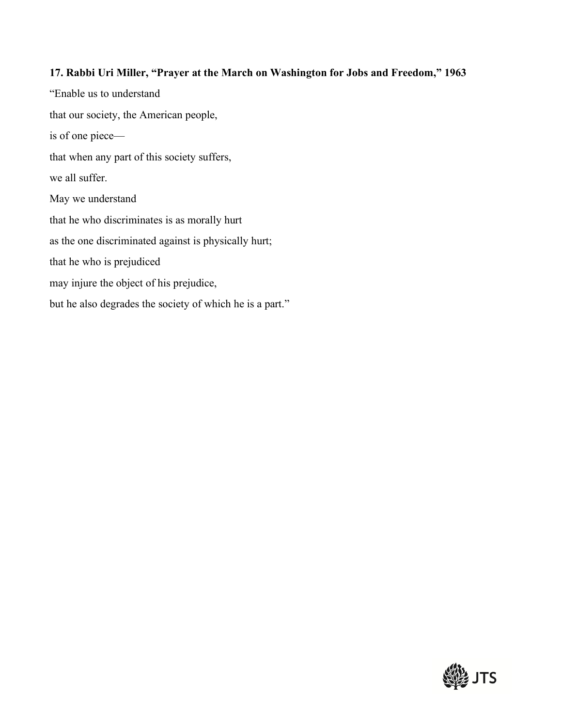**17. Rabbi Uri Miller, "Prayer at the March on Washington for Jobs and Freedom," 1963**

"Enable us to understand

that our society, the American people,

is of one piece—

that when any part of this society suffers,

we all suffer.

May we understand

that he who discriminates is as morally hurt

as the one discriminated against is physically hurt;

that he who is prejudiced

may injure the object of his prejudice,

but he also degrades the society of which he is a part."